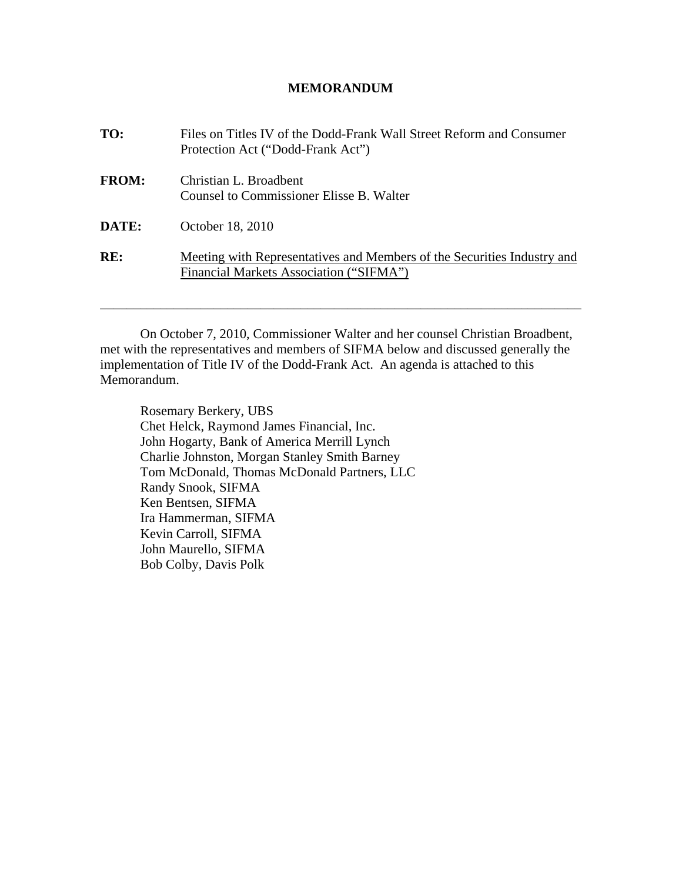# MEMORANDUM

**TO:** Files on Titles IV of the Dodd-Frank Wall Street Reform and Consumer Protection Act ("Dodd-Frank Act")

**FROM:** Christian L. Broadbent
Counsel to Commissioner Elisse B. Walter

**DATE:** October 18, 2010

**RE:** Meeting with Representatives and Members of the Securities Industry and Financial Markets Association ("SIFMA")

---

On October 7, 2010, Commissioner Walter and her counsel Christian Broadbent, met with the representatives and members of SIFMA below and discussed generally the implementation of Title IV of the Dodd-Frank Act. An agenda is attached to this Memorandum.

Rosemary Berkery, UBS
Chet Helck, Raymond James Financial, Inc.
John Hogarty, Bank of America Merrill Lynch
Charlie Johnston, Morgan Stanley Smith Barney
Tom McDonald, Thomas McDonald Partners, LLC
Randy Snook, SIFMA
Ken Bentsen, SIFMA
Ira Hammerman, SIFMA
Kevin Carroll, SIFMA
John Maurello, SIFMA
Bob Colby, Davis Polk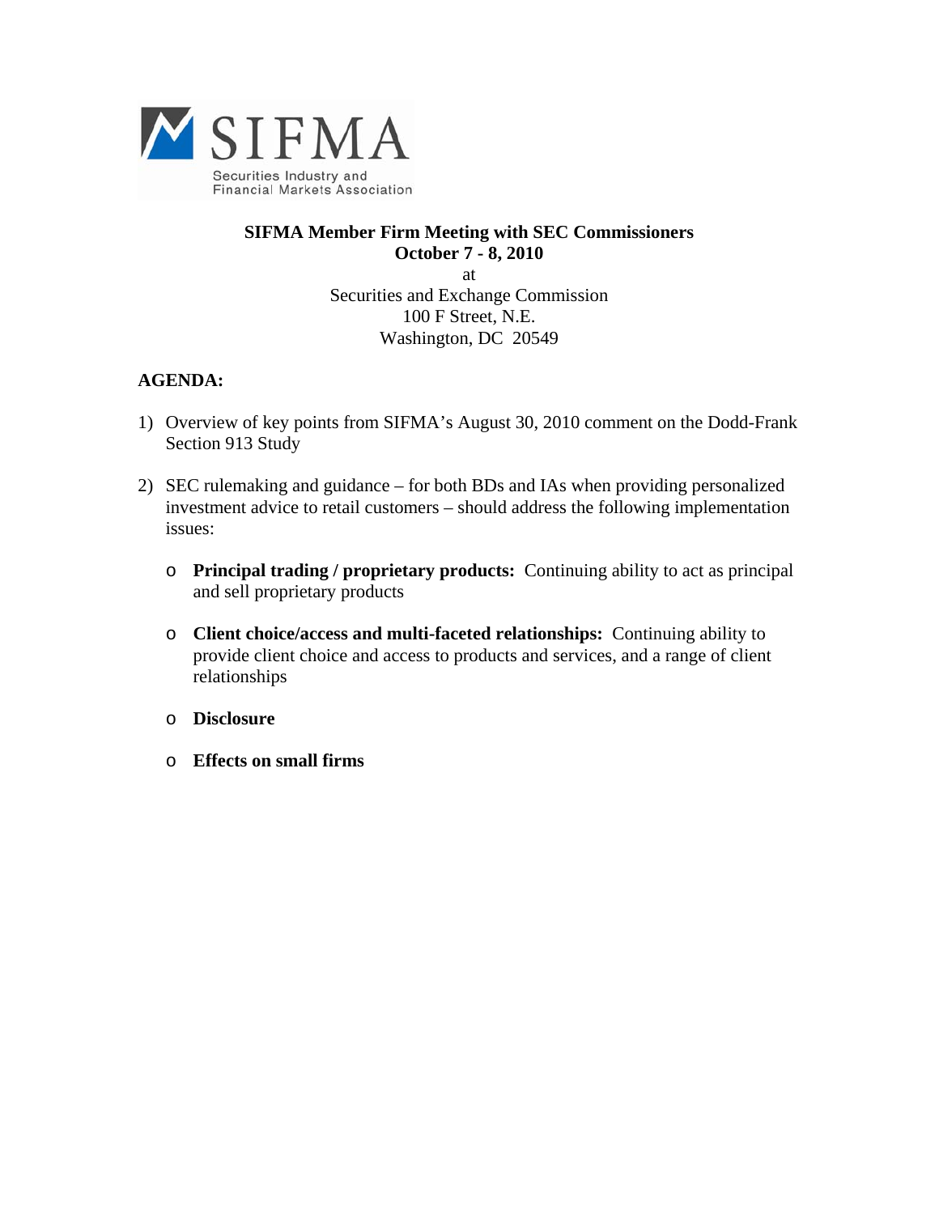SIFMA
Securities Industry and Financial Markets Association

**SIFMA Member Firm Meeting with SEC Commissioners**
**October 7 - 8, 2010**
at
Securities and Exchange Commission
100 F Street, N.E.
Washington, DC 20549

**AGENDA:**

1) Overview of key points from SIFMA's August 30, 2010 comment on the Dodd-Frank Section 913 Study

2) SEC rulemaking and guidance – for both BDs and IAs when providing personalized investment advice to retail customers – should address the following implementation issues:

   - **Principal trading / proprietary products:** Continuing ability to act as principal and sell proprietary products

   - **Client choice/access and multi-faceted relationships:** Continuing ability to provide client choice and access to products and services, and a range of client relationships

   - **Disclosure**

   - **Effects on small firms**